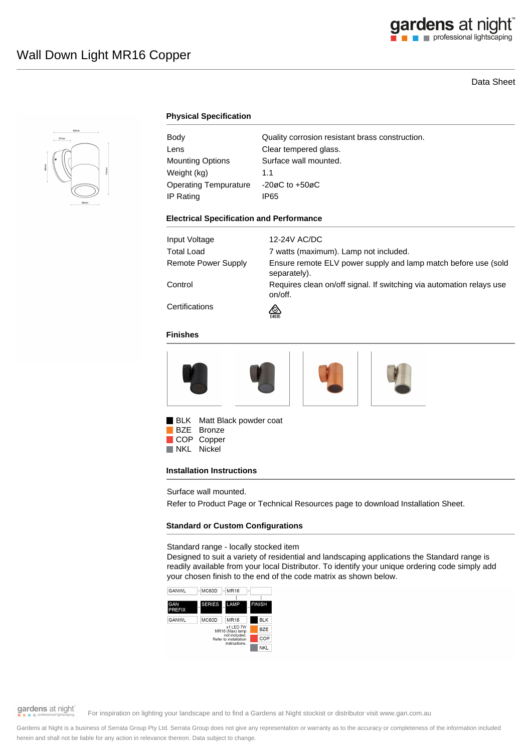# Wall Down Light MR16 Copper

Data Sheet

## Physical Specification

| | |
|---|---|
| Body | Quality corrosion resistant brass construction. |
| Lens | Clear tempered glass. |
| Mounting Options | Surface wall mounted. |
| Weight (kg) | 1.1 |
| Operating Tempurature | -20øC to +50øC |
| IP Rating | IP65 |

## Electrical Specification and Performance

| | |
|---|---|
| Input Voltage | 12-24V AC/DC |
| Total Load | 7 watts (maximum). Lamp not included. |
| Remote Power Supply | Ensure remote ELV power supply and lamp match before use (sold separately). |
| Control | Requires clean on/off signal. If switching via automation relays use on/off. |
| Certifications | E4635 |

## Finishes

- BLK Matt Black powder coat
- BZE Bronze
- COP Copper
- NKL Nickel

## Installation Instructions

Surface wall mounted.

Refer to Product Page or Technical Resources page to download Installation Sheet.

## Standard or Custom Configurations

Standard range - locally stocked item

Designed to suit a variety of residential and landscaping applications the Standard range is readily available from your local Distributor. To identify your unique ordering code simply add your chosen finish to the end of the code matrix as shown below.

GANWL - MC60D - MR16 - [FINISH]

| GAN PREFIX | SERIES | LAMP | FINISH |
|---|---|---|---|
| GANWL | MC60D | MR16 | BLK |
| | | x1 LED 7W MR16 (Max) lamp not included. Refer to installation instructions. | BZE |
| | | | COP |
| | | | NKL |

For inspiration on lighting your landscape and to find a Gardens at Night stockist or distributor visit www.gan.com.au

Gardens at Night is a business of Serrata Group Pty Ltd. Serrata Group does not give any representation or warranty as to the accuracy or completeness of the information included herein and shall not be liable for any action in relevance thereon. Data subject to change.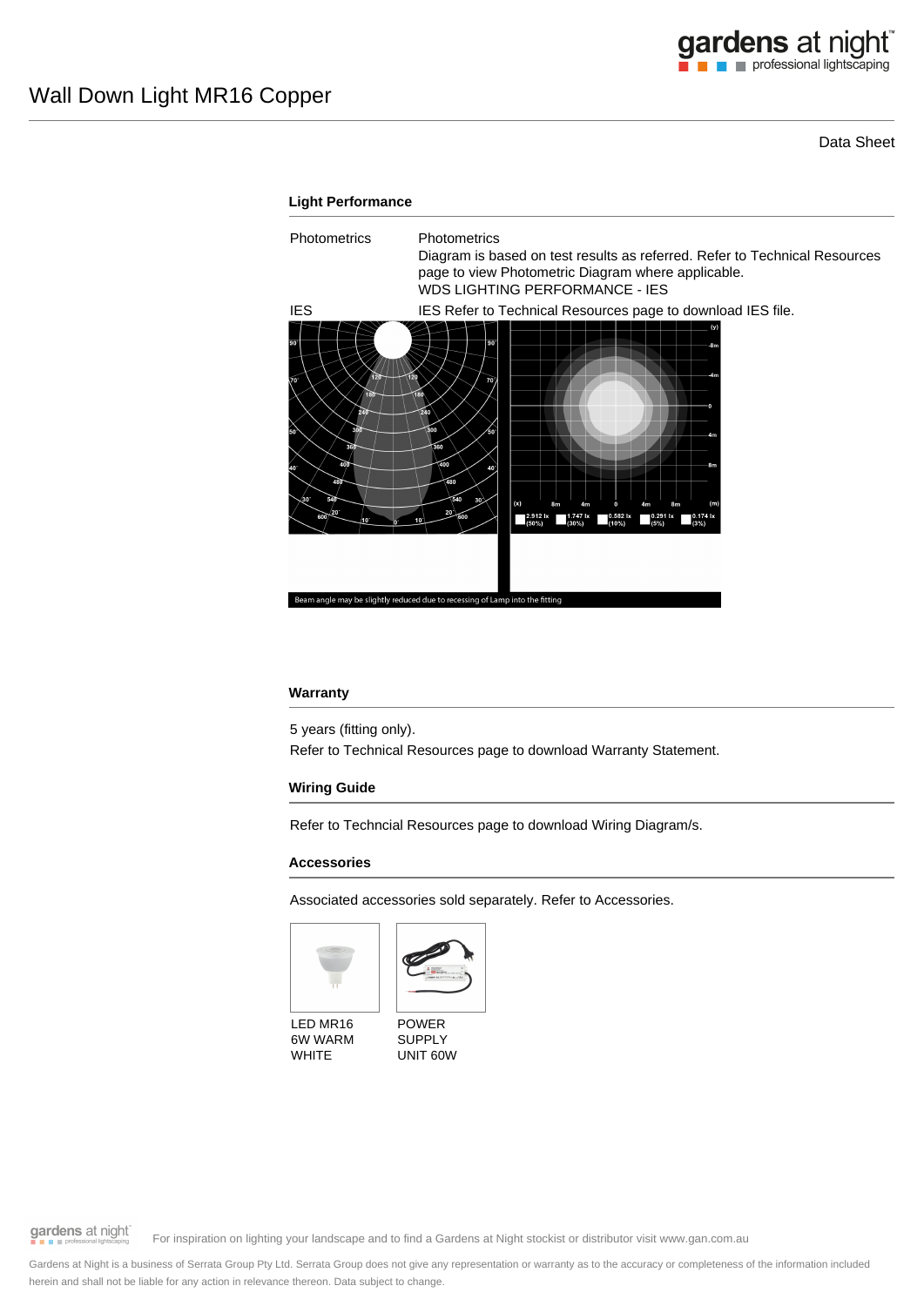# Wall Down Light MR16 Copper

Data Sheet

## Light Performance

| | |
|---|---|
| Photometrics | Photometrics<br>Diagram is based on test results as referred. Refer to Technical Resources page to view Photometric Diagram where applicable.<br>WDS LIGHTING PERFORMANCE - IES |
| IES | IES Refer to Technical Resources page to download IES file. |

Beam angle may be slightly reduced due to recessing of Lamp into the fitting

## Warranty

5 years (fitting only).

Refer to Technical Resources page to download Warranty Statement.

## Wiring Guide

Refer to Techncial Resources page to download Wiring Diagram/s.

## Accessories

Associated accessories sold separately. Refer to Accessories.

LED MR16 6W WARM WHITE

POWER SUPPLY UNIT 60W

For inspiration on lighting your landscape and to find a Gardens at Night stockist or distributor visit www.gan.com.au

Gardens at Night is a business of Serrata Group Pty Ltd. Serrata Group does not give any representation or warranty as to the accuracy or completeness of the information included herein and shall not be liable for any action in relevance thereon. Data subject to change.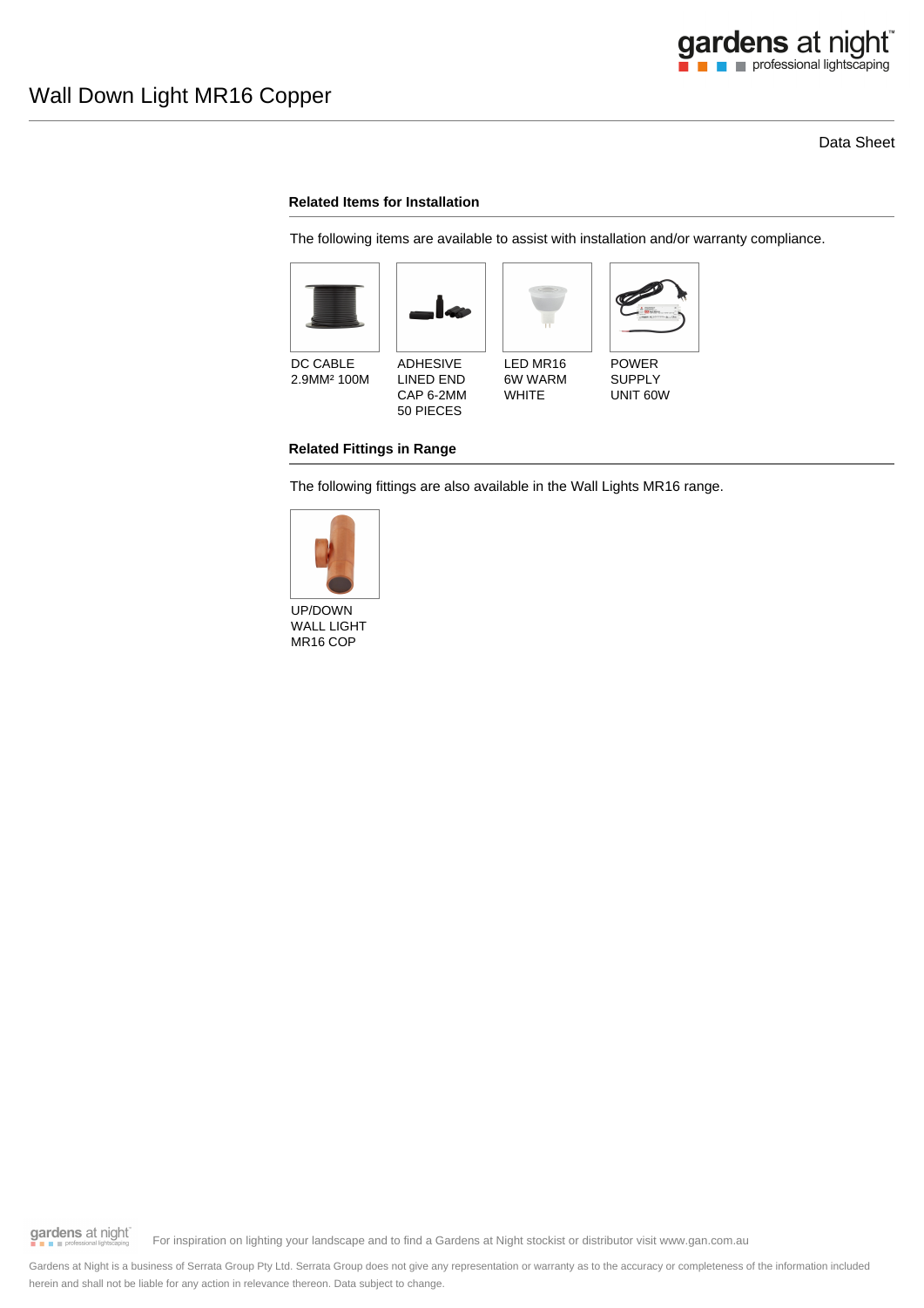# Wall Down Light MR16 Copper

Data Sheet

### Related Items for Installation

The following items are available to assist with installation and/or warranty compliance.

DC CABLE 2.9MM² 100M

ADHESIVE LINED END CAP 6-2MM 50 PIECES

LED MR16 6W WARM WHITE

POWER SUPPLY UNIT 60W

### Related Fittings in Range

The following fittings are also available in the Wall Lights MR16 range.

UP/DOWN WALL LIGHT MR16 COP

For inspiration on lighting your landscape and to find a Gardens at Night stockist or distributor visit www.gan.com.au

Gardens at Night is a business of Serrata Group Pty Ltd. Serrata Group does not give any representation or warranty as to the accuracy or completeness of the information included herein and shall not be liable for any action in relevance thereon. Data subject to change.